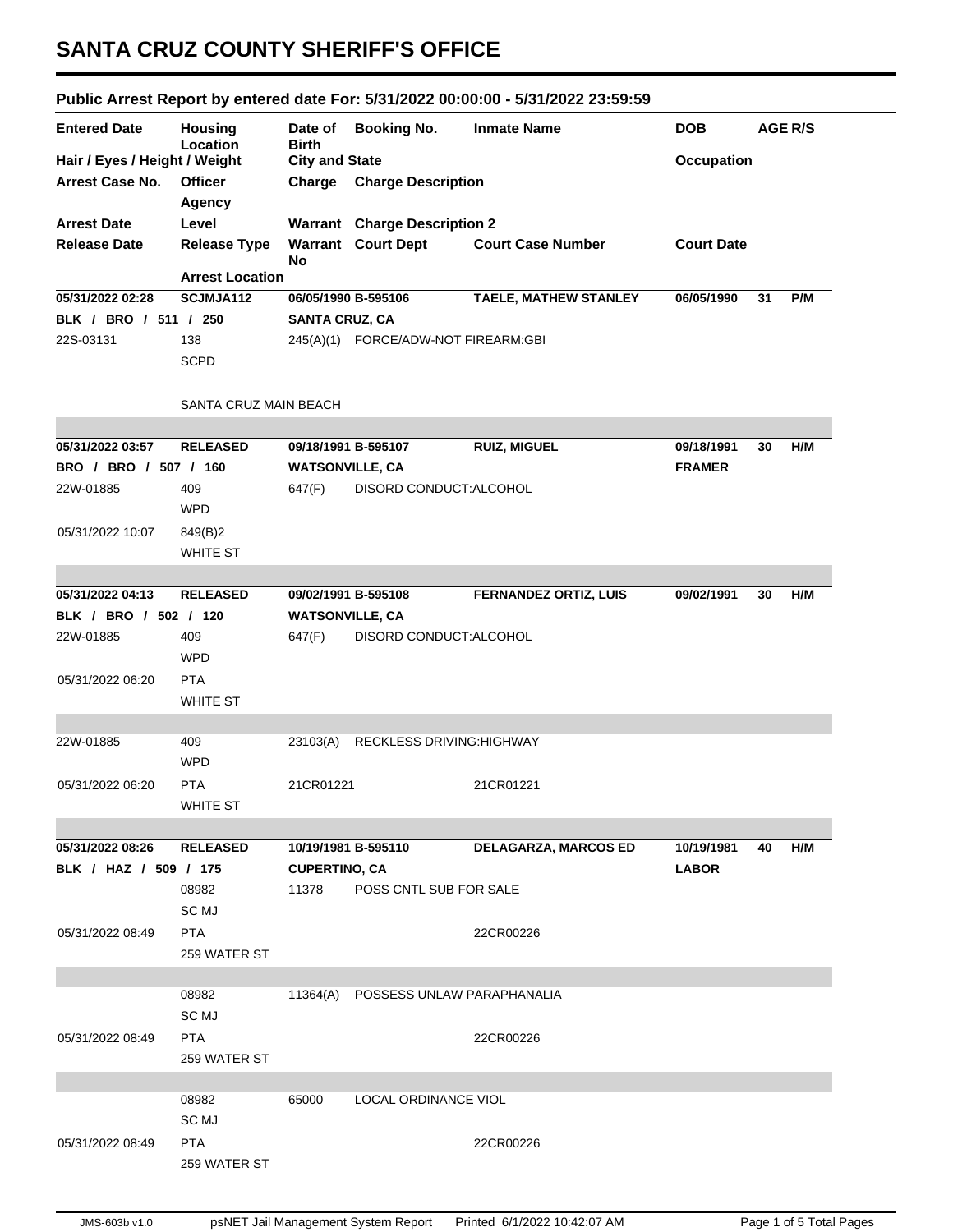# SANTA CRUZ COUNTY SHERIFF'S OFFICE

## Public Arrest Report by entered date For: 5/31/2022 00:00:00 - 5/31/2022 23:59:59

| Entered Date | Housing Location | Date of Birth | Booking No. | Inmate Name | DOB | AGE | R/S |
|---|---|---|---|---|---|---|---|
| Hair / Eyes / Height / Weight | | City and State | | | Occupation | | |
| Arrest Case No. | Officer / Agency | Charge | Charge Description | | | | |
| Arrest Date | Level | Warrant | Charge Description 2 | | | | |
| Release Date | Release Type / Arrest Location | Warrant No | Court Dept | Court Case Number | Court Date | | |

---

| | | | | | | | |
|---|---|---|---|---|---|---|---|
| **05/31/2022 02:28** | **SCJMJA112** | **06/05/1990** | **B-595106** | **TAELE, MATHEW STANLEY** | **06/05/1990** | **31** | **P/M** |
| **BLK / BRO / 511 / 250** | | **SANTA CRUZ, CA** | | | | | |
| 22S-03131 | 138 / SCPD | 245(A)(1) | FORCE/ADW-NOT FIREARM:GBI | | | | |
| | SANTA CRUZ MAIN BEACH | | | | | | |

---

| | | | | | | | |
|---|---|---|---|---|---|---|---|
| **05/31/2022 03:57** | **RELEASED** | **09/18/1991** | **B-595107** | **RUIZ, MIGUEL** | **09/18/1991** | **30** | **H/M** |
| **BRO / BRO / 507 / 160** | | **WATSONVILLE, CA** | | | **FRAMER** | | |
| 22W-01885 | 409 / WPD | 647(F) | DISORD CONDUCT:ALCOHOL | | | | |
| 05/31/2022 10:07 | 849(B)2 / WHITE ST | | | | | | |

---

| | | | | | | | |
|---|---|---|---|---|---|---|---|
| **05/31/2022 04:13** | **RELEASED** | **09/02/1991** | **B-595108** | **FERNANDEZ ORTIZ, LUIS** | **09/02/1991** | **30** | **H/M** |
| **BLK / BRO / 502 / 120** | | **WATSONVILLE, CA** | | | | | |
| 22W-01885 | 409 / WPD | 647(F) | DISORD CONDUCT:ALCOHOL | | | | |
| 05/31/2022 06:20 | PTA / WHITE ST | | | | | | |
| 22W-01885 | 409 / WPD | 23103(A) | RECKLESS DRIVING:HIGHWAY | | | | |
| 05/31/2022 06:20 | PTA / WHITE ST | 21CR01221 | | 21CR01221 | | | |

---

| | | | | | | | |
|---|---|---|---|---|---|---|---|
| **05/31/2022 08:26** | **RELEASED** | **10/19/1981** | **B-595110** | **DELAGARZA, MARCOS ED** | **10/19/1981** | **40** | **H/M** |
| **BLK / HAZ / 509 / 175** | | **CUPERTINO, CA** | | | **LABOR** | | |
| | 08982 / SC MJ | 11378 | POSS CNTL SUB FOR SALE | | | | |
| 05/31/2022 08:49 | PTA / 259 WATER ST | | | 22CR00226 | | | |
| | 08982 / SC MJ | 11364(A) | POSSESS UNLAW PARAPHANALIA | | | | |
| 05/31/2022 08:49 | PTA / 259 WATER ST | | | 22CR00226 | | | |
| | 08982 / SC MJ | 65000 | LOCAL ORDINANCE VIOL | | | | |
| 05/31/2022 08:49 | PTA / 259 WATER ST | | | 22CR00226 | | | |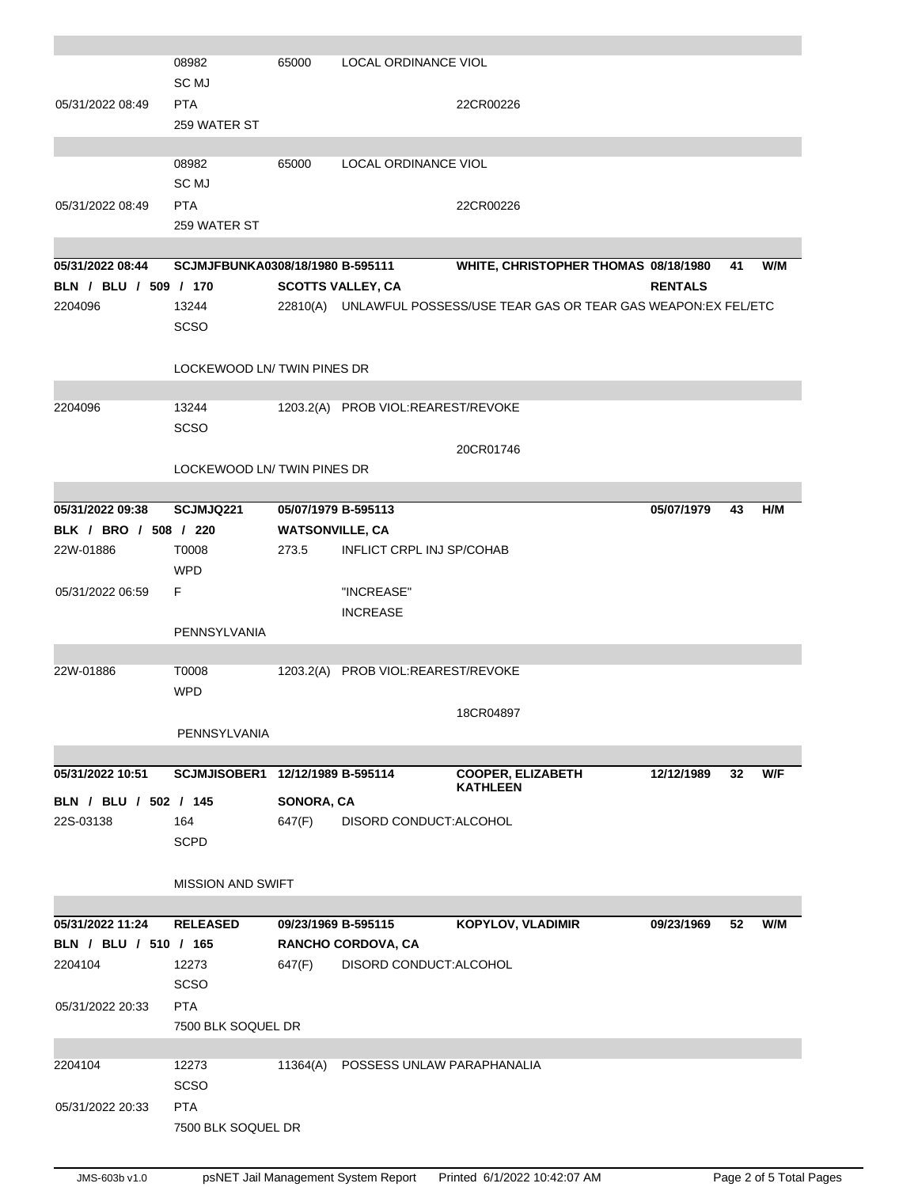| | | | | | | | |
|---|---|---|---|---|---|---|---|
| | 08982 | 65000 | LOCAL ORDINANCE VIOL | | | | |
| | SC MJ | | | | | | |
| 05/31/2022 08:49 | PTA | | | 22CR00226 | | | |
| | 259 WATER ST | | | | | | |
| | | | | | | | |
| | 08982 | 65000 | LOCAL ORDINANCE VIOL | | | | |
| | SC MJ | | | | | | |
| 05/31/2022 08:49 | PTA | | | 22CR00226 | | | |
| | 259 WATER ST | | | | | | |
| | | | | | | | |
| **05/31/2022 08:44** | **SCJMJFBUNKA0308/18/1980 B-595111** | | | **WHITE, CHRISTOPHER THOMAS 08/18/1980** | | **41** | **W/M** |
| **BLN / BLU / 509 / 170** | | **SCOTTS VALLEY, CA** | | | **RENTALS** | | |
| 2204096 | 13244 | 22810(A) | UNLAWFUL POSSESS/USE TEAR GAS OR TEAR GAS WEAPON:EX FEL/ETC | | | | |
| | SCSO | | | | | | |
| | LOCKEWOOD LN/ TWIN PINES DR | | | | | | |
| | | | | | | | |
| 2204096 | 13244 | 1203.2(A) | PROB VIOL:REAREST/REVOKE | | | | |
| | SCSO | | | | | | |
| | | | | 20CR01746 | | | |
| | LOCKEWOOD LN/ TWIN PINES DR | | | | | | |
| | | | | | | | |
| **05/31/2022 09:38** | **SCJMJQ221** | **05/07/1979 B-595113** | | | **05/07/1979** | **43** | **H/M** |
| **BLK / BRO / 508 / 220** | | **WATSONVILLE, CA** | | | | | |
| 22W-01886 | T0008 | 273.5 | INFLICT CRPL INJ SP/COHAB | | | | |
| | WPD | | | | | | |
| 05/31/2022 06:59 | F | | "INCREASE" | | | | |
| | | | INCREASE | | | | |
| | PENNSYLVANIA | | | | | | |
| | | | | | | | |
| 22W-01886 | T0008 | 1203.2(A) | PROB VIOL:REAREST/REVOKE | | | | |
| | WPD | | | | | | |
| | | | | 18CR04897 | | | |
| | PENNSYLVANIA | | | | | | |
| | | | | | | | |
| **05/31/2022 10:51** | **SCJMJISOBER1** | **12/12/1989 B-595114** | | **COOPER, ELIZABETH KATHLEEN** | **12/12/1989** | **32** | **W/F** |
| **BLN / BLU / 502 / 145** | | **SONORA, CA** | | | | | |
| 22S-03138 | 164 | 647(F) | DISORD CONDUCT:ALCOHOL | | | | |
| | SCPD | | | | | | |
| | MISSION AND SWIFT | | | | | | |
| | | | | | | | |
| **05/31/2022 11:24** | **RELEASED** | **09/23/1969 B-595115** | | **KOPYLOV, VLADIMIR** | **09/23/1969** | **52** | **W/M** |
| **BLN / BLU / 510 / 165** | | **RANCHO CORDOVA, CA** | | | | | |
| 2204104 | 12273 | 647(F) | DISORD CONDUCT:ALCOHOL | | | | |
| | SCSO | | | | | | |
| 05/31/2022 20:33 | PTA | | | | | | |
| | 7500 BLK SOQUEL DR | | | | | | |
| | | | | | | | |
| 2204104 | 12273 | 11364(A) | POSSESS UNLAW PARAPHANALIA | | | | |
| | SCSO | | | | | | |
| 05/31/2022 20:33 | PTA | | | | | | |
| | 7500 BLK SOQUEL DR | | | | | | |

JMS-603b v1.0 psNET Jail Management System Report Printed 6/1/2022 10:42:07 AM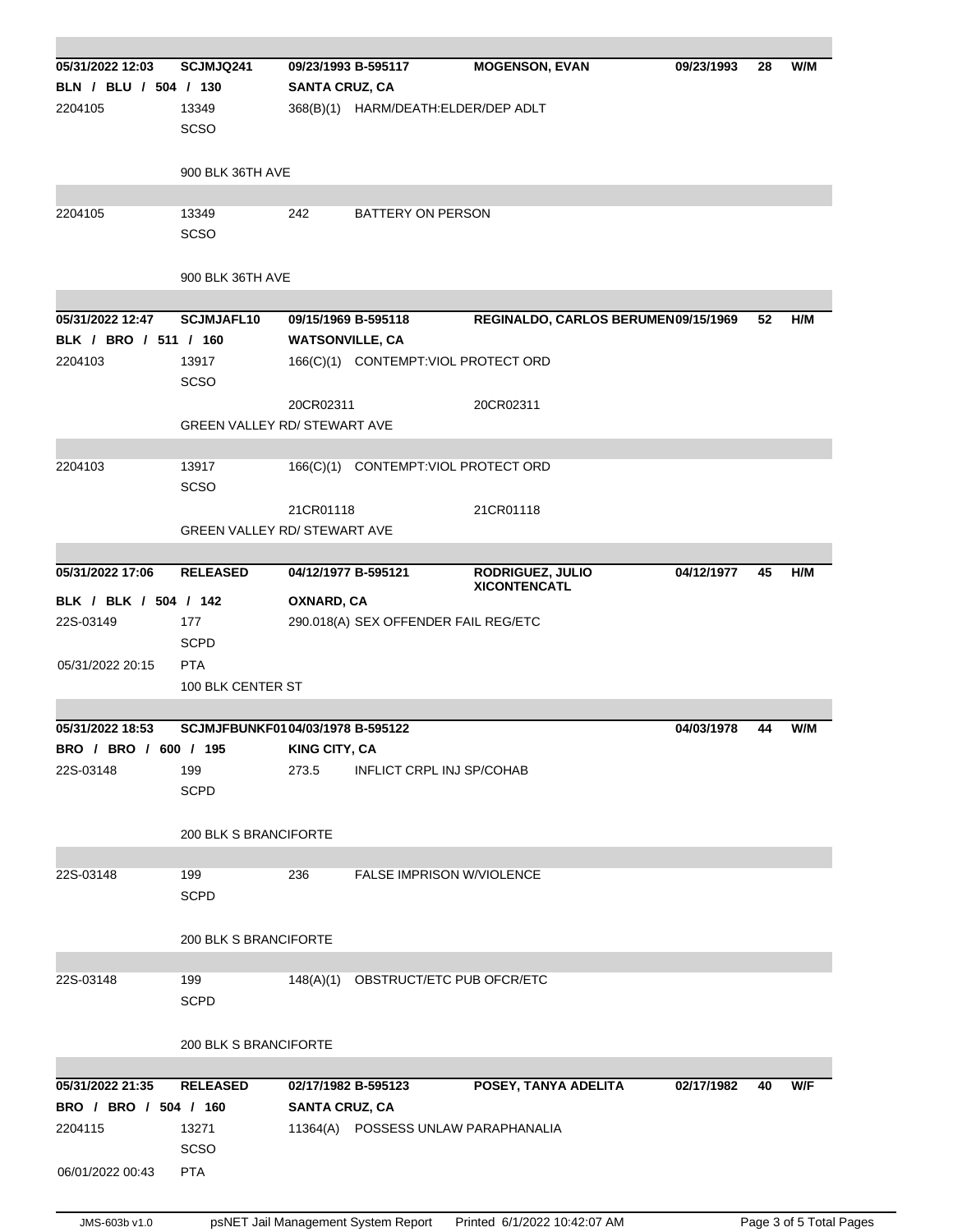| | | | | | | | |
|---|---|---|---|---|---|---|---|
| **05/31/2022 12:03** | **SCJMJQ241** | **09/23/1993 B-595117** | | **MOGENSON, EVAN** | **09/23/1993** | **28** | **W/M** |
| **BLN / BLU / 504 / 130** | | **SANTA CRUZ, CA** | | | | | |
| 2204105 | 13349<br>SCSO | 368(B)(1) | HARM/DEATH:ELDER/DEP ADLT | | | | |
| | 900 BLK 36TH AVE | | | | | | |
| 2204105 | 13349<br>SCSO | 242 | BATTERY ON PERSON | | | | |
| | 900 BLK 36TH AVE | | | | | | |
| **05/31/2022 12:47** | **SCJMJAFL10** | **09/15/1969 B-595118** | | **REGINALDO, CARLOS BERUMEN** | **09/15/1969** | **52** | **H/M** |
| **BLK / BRO / 511 / 160** | | **WATSONVILLE, CA** | | | | | |
| 2204103 | 13917<br>SCSO | 166(C)(1) | CONTEMPT:VIOL PROTECT ORD | | | | |
| | | 20CR02311 | | 20CR02311 | | | |
| | GREEN VALLEY RD/ STEWART AVE | | | | | | |
| 2204103 | 13917<br>SCSO | 166(C)(1) | CONTEMPT:VIOL PROTECT ORD | | | | |
| | | 21CR01118 | | 21CR01118 | | | |
| | GREEN VALLEY RD/ STEWART AVE | | | | | | |
| **05/31/2022 17:06** | **RELEASED** | **04/12/1977 B-595121** | | **RODRIGUEZ, JULIO XICONTENCATL** | **04/12/1977** | **45** | **H/M** |
| **BLK / BLK / 504 / 142** | | **OXNARD, CA** | | | | | |
| 22S-03149 | 177<br>SCPD | 290.018(A) | SEX OFFENDER FAIL REG/ETC | | | | |
| 05/31/2022 20:15 | PTA | | | | | | |
| | 100 BLK CENTER ST | | | | | | |
| **05/31/2022 18:53** | **SCJMJFBUNKF01** | **04/03/1978 B-595122** | | | **04/03/1978** | **44** | **W/M** |
| **BRO / BRO / 600 / 195** | | **KING CITY, CA** | | | | | |
| 22S-03148 | 199<br>SCPD | 273.5 | INFLICT CRPL INJ SP/COHAB | | | | |
| | 200 BLK S BRANCIFORTE | | | | | | |
| 22S-03148 | 199<br>SCPD | 236 | FALSE IMPRISON W/VIOLENCE | | | | |
| | 200 BLK S BRANCIFORTE | | | | | | |
| 22S-03148 | 199<br>SCPD | 148(A)(1) | OBSTRUCT/ETC PUB OFCR/ETC | | | | |
| | 200 BLK S BRANCIFORTE | | | | | | |
| **05/31/2022 21:35** | **RELEASED** | **02/17/1982 B-595123** | | **POSEY, TANYA ADELITA** | **02/17/1982** | **40** | **W/F** |
| **BRO / BRO / 504 / 160** | | **SANTA CRUZ, CA** | | | | | |
| 2204115 | 13271<br>SCSO | 11364(A) | POSSESS UNLAW PARAPHANALIA | | | | |
| 06/01/2022 00:43 | PTA | | | | | | |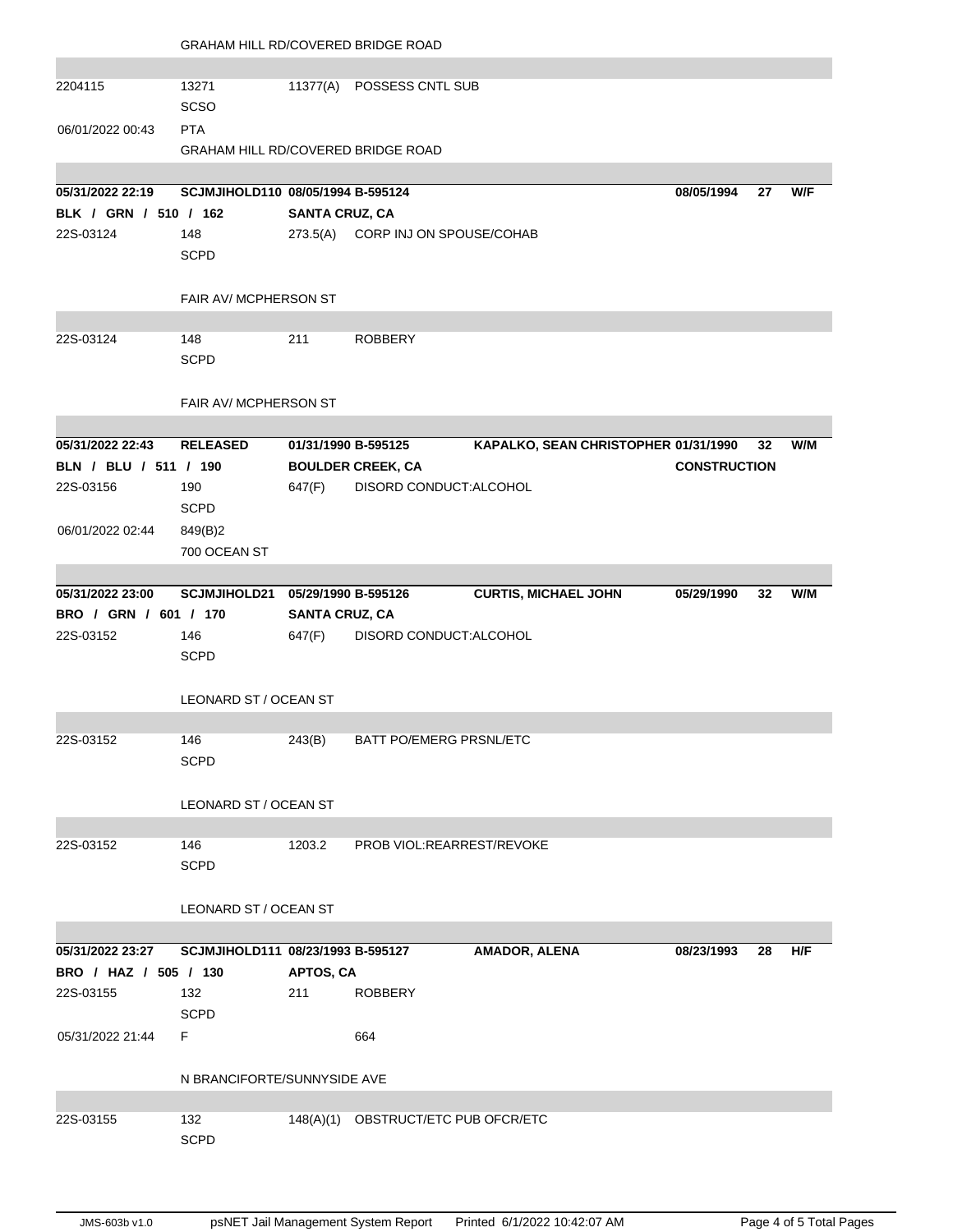GRAHAM HILL RD/COVERED BRIDGE ROAD

| | | | |
|---|---|---|---|
| 2204115 | 13271<br>SCSO | 11377(A) | POSSESS CNTL SUB |
| 06/01/2022 00:43 | PTA | | |
| | GRAHAM HILL RD/COVERED BRIDGE ROAD | | |

**05/31/2022 22:19** **SCJMJIHOLD110 08/05/1994 B-595124** **08/05/1994 27 W/F**
**BLK / GRN / 510 / 162** **SANTA CRUZ, CA**

| | | | |
|---|---|---|---|
| 22S-03124 | 148<br>SCPD | 273.5(A) | CORP INJ ON SPOUSE/COHAB |
| | FAIR AV/ MCPHERSON ST | | |
| 22S-03124 | 148<br>SCPD | 211 | ROBBERY |
| | FAIR AV/ MCPHERSON ST | | |

**05/31/2022 22:43** **RELEASED** **01/31/1990 B-595125** **KAPALKO, SEAN CHRISTOPHER 01/31/1990 32 W/M**
**BLN / BLU / 511 / 190** **BOULDER CREEK, CA** **CONSTRUCTION**

| | | | |
|---|---|---|---|
| 22S-03156 | 190<br>SCPD | 647(F) | DISORD CONDUCT:ALCOHOL |
| 06/01/2022 02:44 | 849(B)2 | | |
| | 700 OCEAN ST | | |

**05/31/2022 23:00** **SCJMJIHOLD21** **05/29/1990 B-595126** **CURTIS, MICHAEL JOHN** **05/29/1990 32 W/M**
**BRO / GRN / 601 / 170** **SANTA CRUZ, CA**

| | | | |
|---|---|---|---|
| 22S-03152 | 146<br>SCPD | 647(F) | DISORD CONDUCT:ALCOHOL |
| | LEONARD ST / OCEAN ST | | |
| 22S-03152 | 146<br>SCPD | 243(B) | BATT PO/EMERG PRSNL/ETC |
| | LEONARD ST / OCEAN ST | | |
| 22S-03152 | 146<br>SCPD | 1203.2 | PROB VIOL:REARREST/REVOKE |
| | LEONARD ST / OCEAN ST | | |

**05/31/2022 23:27** **SCJMJIHOLD111 08/23/1993 B-595127** **AMADOR, ALENA** **08/23/1993 28 H/F**
**BRO / HAZ / 505 / 130** **APTOS, CA**

| | | | |
|---|---|---|---|
| 22S-03155 | 132<br>SCPD | 211 | ROBBERY |
| 05/31/2022 21:44 | F | | 664 |
| | N BRANCIFORTE/SUNNYSIDE AVE | | |
| 22S-03155 | 132<br>SCPD | 148(A)(1) | OBSTRUCT/ETC PUB OFCR/ETC |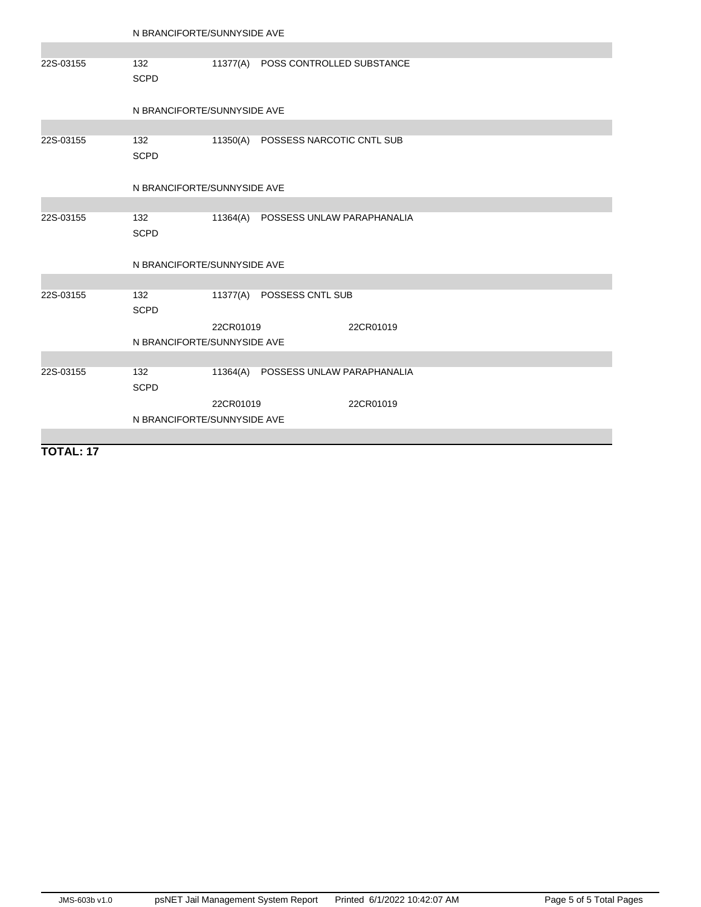| | | | | |
|---|---|---|---|---|
| | N BRANCIFORTE/SUNNYSIDE AVE | | | |
| 22S-03155 | 132<br>SCPD | 11377(A) | POSS CONTROLLED SUBSTANCE | |
| | N BRANCIFORTE/SUNNYSIDE AVE | | | |
| 22S-03155 | 132<br>SCPD | 11350(A) | POSSESS NARCOTIC CNTL SUB | |
| | N BRANCIFORTE/SUNNYSIDE AVE | | | |
| 22S-03155 | 132<br>SCPD | 11364(A) | POSSESS UNLAW PARAPHANALIA | |
| | N BRANCIFORTE/SUNNYSIDE AVE | | | |
| 22S-03155 | 132<br>SCPD | 11377(A) | POSSESS CNTL SUB | |
| | | 22CR01019 | | 22CR01019 |
| | N BRANCIFORTE/SUNNYSIDE AVE | | | |
| 22S-03155 | 132<br>SCPD | 11364(A) | POSSESS UNLAW PARAPHANALIA | |
| | | 22CR01019 | | 22CR01019 |
| | N BRANCIFORTE/SUNNYSIDE AVE | | | |

**TOTAL: 17**